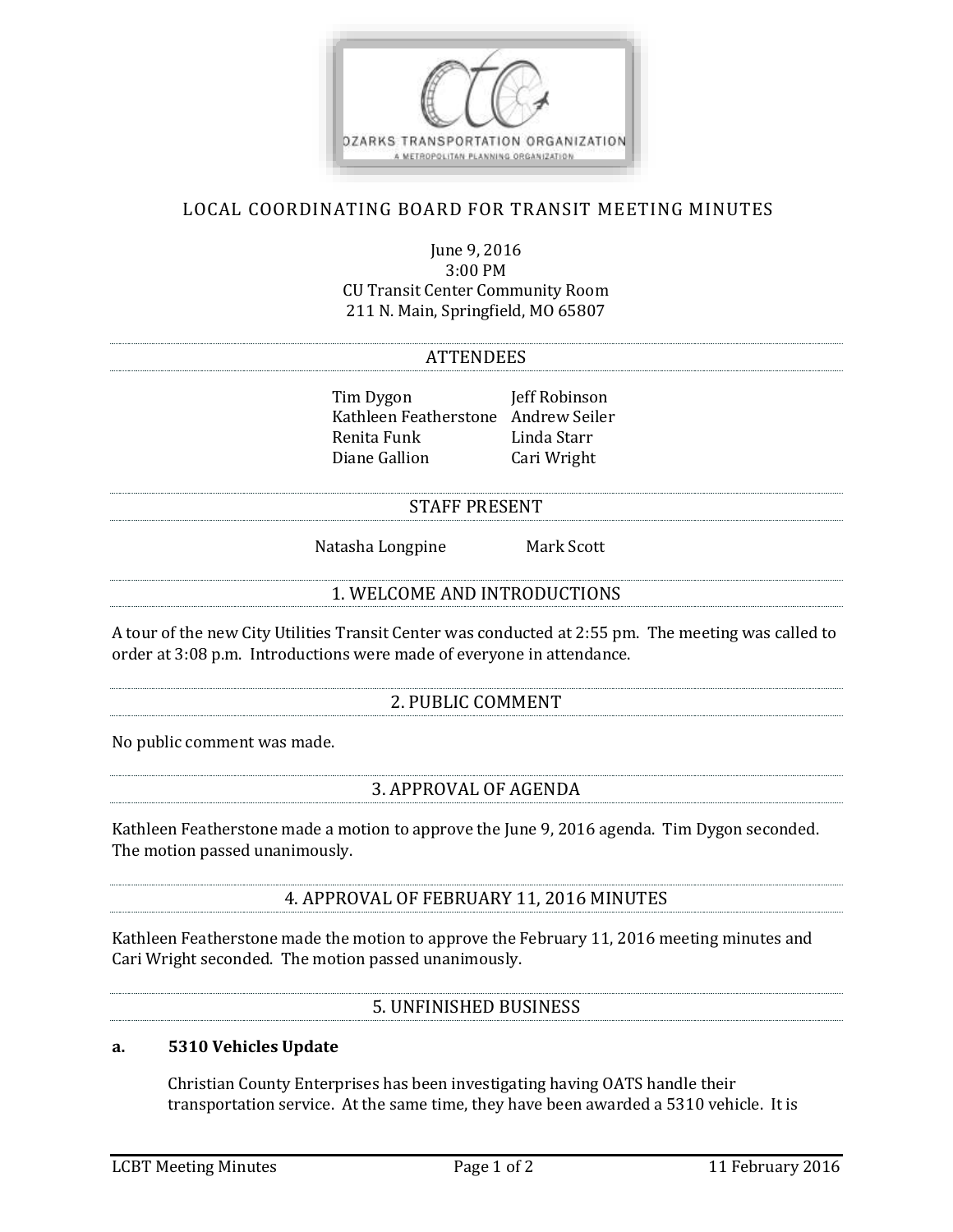# LOCAL COORDINATING BOARD FOR TRANSIT MEETING MINUTES

June 9, 2016
3:00 PM
CU Transit Center Community Room
211 N. Main, Springfield, MO 65807

## ATTENDEES

| | |
|---|---|
| Tim Dygon | Jeff Robinson |
| Kathleen Featherstone | Andrew Seiler |
| Renita Funk | Linda Starr |
| Diane Gallion | Cari Wright |

## STAFF PRESENT

Natasha Longpine    Mark Scott

## 1. WELCOME AND INTRODUCTIONS

A tour of the new City Utilities Transit Center was conducted at 2:55 pm. The meeting was called to order at 3:08 p.m. Introductions were made of everyone in attendance.

## 2. PUBLIC COMMENT

No public comment was made.

## 3. APPROVAL OF AGENDA

Kathleen Featherstone made a motion to approve the June 9, 2016 agenda. Tim Dygon seconded. The motion passed unanimously.

## 4. APPROVAL OF FEBRUARY 11, 2016 MINUTES

Kathleen Featherstone made the motion to approve the February 11, 2016 meeting minutes and Cari Wright seconded. The motion passed unanimously.

## 5. UNFINISHED BUSINESS

### a. 5310 Vehicles Update

Christian County Enterprises has been investigating having OATS handle their transportation service. At the same time, they have been awarded a 5310 vehicle. It is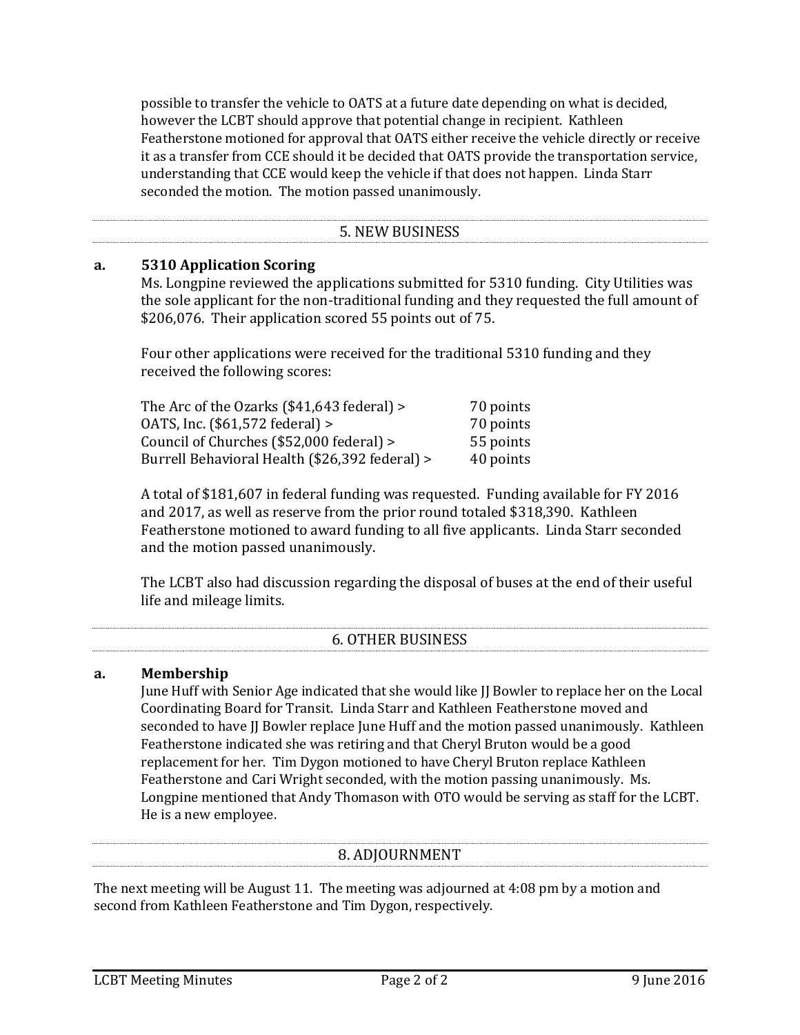possible to transfer the vehicle to OATS at a future date depending on what is decided, however the LCBT should approve that potential change in recipient. Kathleen Featherstone motioned for approval that OATS either receive the vehicle directly or receive it as a transfer from CCE should it be decided that OATS provide the transportation service, understanding that CCE would keep the vehicle if that does not happen. Linda Starr seconded the motion. The motion passed unanimously.

## 5. NEW BUSINESS

**a. 5310 Application Scoring**

Ms. Longpine reviewed the applications submitted for 5310 funding. City Utilities was the sole applicant for the non-traditional funding and they requested the full amount of $206,076. Their application scored 55 points out of 75.

Four other applications were received for the traditional 5310 funding and they received the following scores:

| | |
|---|---|
| The Arc of the Ozarks ($41,643 federal) > | 70 points |
| OATS, Inc. ($61,572 federal) > | 70 points |
| Council of Churches ($52,000 federal) > | 55 points |
| Burrell Behavioral Health ($26,392 federal) > | 40 points |

A total of $181,607 in federal funding was requested. Funding available for FY 2016 and 2017, as well as reserve from the prior round totaled $318,390. Kathleen Featherstone motioned to award funding to all five applicants. Linda Starr seconded and the motion passed unanimously.

The LCBT also had discussion regarding the disposal of buses at the end of their useful life and mileage limits.

## 6. OTHER BUSINESS

**a. Membership**

June Huff with Senior Age indicated that she would like JJ Bowler to replace her on the Local Coordinating Board for Transit. Linda Starr and Kathleen Featherstone moved and seconded to have JJ Bowler replace June Huff and the motion passed unanimously. Kathleen Featherstone indicated she was retiring and that Cheryl Bruton would be a good replacement for her. Tim Dygon motioned to have Cheryl Bruton replace Kathleen Featherstone and Cari Wright seconded, with the motion passing unanimously. Ms. Longpine mentioned that Andy Thomason with OTO would be serving as staff for the LCBT. He is a new employee.

## 8. ADJOURNMENT

The next meeting will be August 11. The meeting was adjourned at 4:08 pm by a motion and second from Kathleen Featherstone and Tim Dygon, respectively.